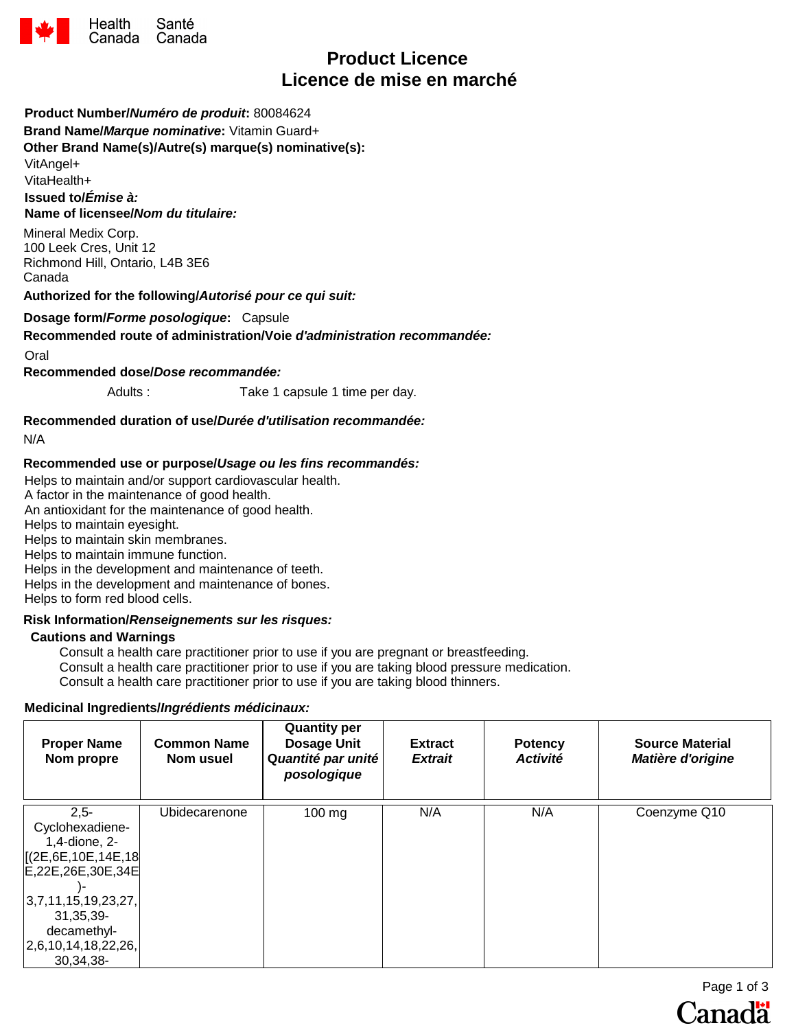Health Canada Santé Canada

# Product Licence
# Licence de mise en marché

**Product Number/*Numéro de produit*:** 80084624

**Brand Name/*Marque nominative*:** Vitamin Guard+

**Other Brand Name(s)/Autre(s) marque(s) nominative(s):**

VitAngel+
VitaHealth+

**Issued to/*Émise à:***

**Name of licensee/*Nom du titulaire:***

Mineral Medix Corp.
100 Leek Cres, Unit 12
Richmond Hill, Ontario, L4B 3E6
Canada

**Authorized for the following/*Autorisé pour ce qui suit:***

**Dosage form/*Forme posologique*:** Capsule

**Recommended route of administration/Voie *d'administration recommandée:***

Oral

**Recommended dose/*Dose recommandée:***

Adults : Take 1 capsule 1 time per day.

**Recommended duration of use/*Durée d'utilisation recommandée:***

N/A

**Recommended use or purpose/*Usage ou les fins recommandés:***

Helps to maintain and/or support cardiovascular health.
A factor in the maintenance of good health.
An antioxidant for the maintenance of good health.
Helps to maintain eyesight.
Helps to maintain skin membranes.
Helps to maintain immune function.
Helps in the development and maintenance of teeth.
Helps in the development and maintenance of bones.
Helps to form red blood cells.

**Risk Information/*Renseignements sur les risques:***

**Cautions and Warnings**

Consult a health care practitioner prior to use if you are pregnant or breastfeeding.
Consult a health care practitioner prior to use if you are taking blood pressure medication.
Consult a health care practitioner prior to use if you are taking blood thinners.

**Medicinal Ingredients/*Ingrédients médicinaux:***

| Proper Name Nom propre | Common Name Nom usuel | Quantity per Dosage Unit *Quantité par unité posologique* | Extract *Extrait* | Potency *Activité* | Source Material *Matière d'origine* |
|---|---|---|---|---|---|
| 2,5-Cyclohexadiene-1,4-dione, 2-[(2E,6E,10E,14E,18E,22E,26E,30E,34E)-3,7,11,15,19,23,27,31,35,39-decamethyl-2,6,10,14,18,22,26,30,34,38- | Ubidecarenone | 100 mg | N/A | N/A | Coenzyme Q10 |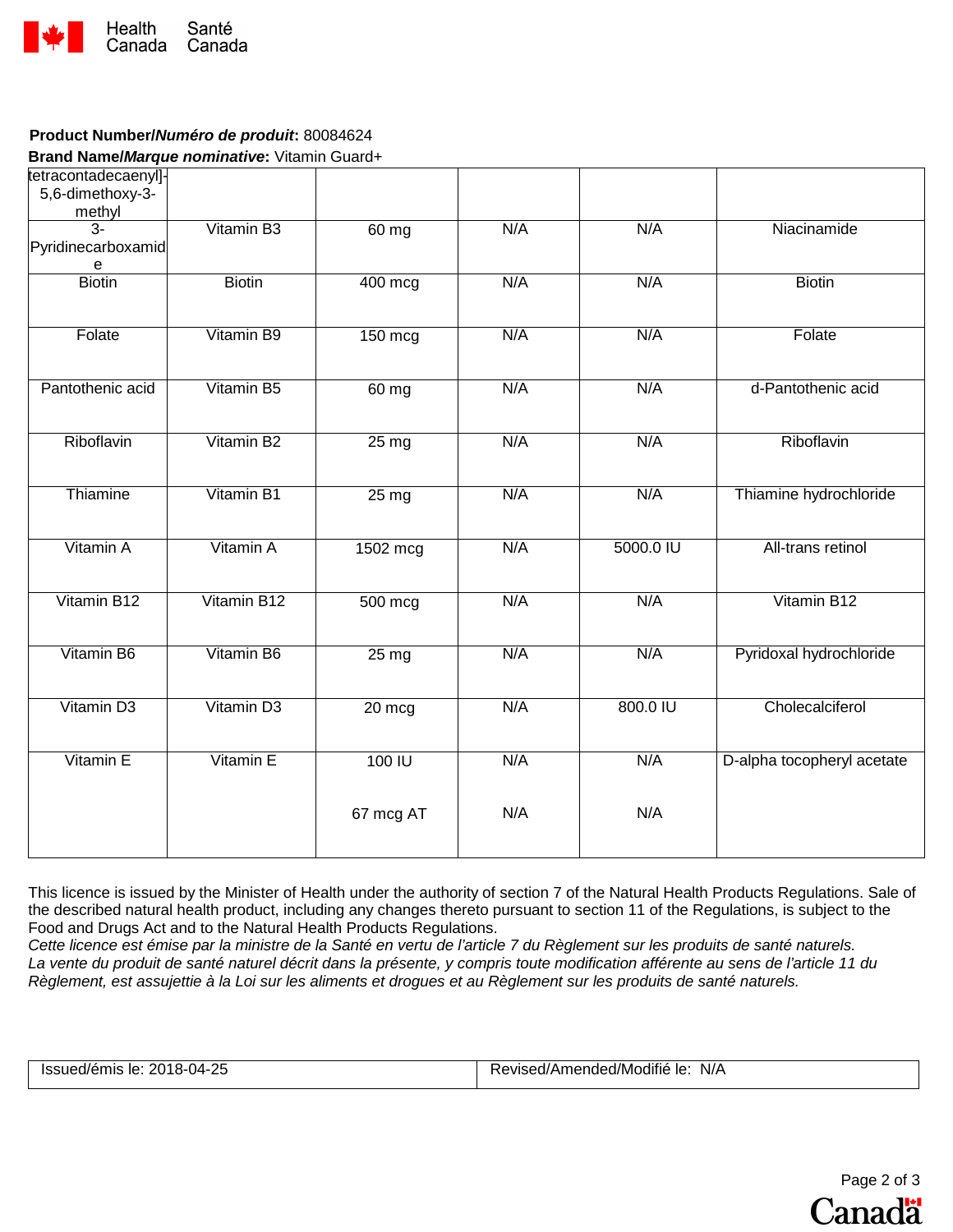**Product Number/*Numéro de produit*:** 80084624

**Brand Name/*Marque nominative*:** Vitamin Guard+

| | | | | | |
|---|---|---|---|---|---|
| tetracontadecaenyl]-5,6-dimethoxy-3-methyl | | | | | |
| 3-Pyridinecarboxamide | Vitamin B3 | 60 mg | N/A | N/A | Niacinamide |
| Biotin | Biotin | 400 mcg | N/A | N/A | Biotin |
| Folate | Vitamin B9 | 150 mcg | N/A | N/A | Folate |
| Pantothenic acid | Vitamin B5 | 60 mg | N/A | N/A | d-Pantothenic acid |
| Riboflavin | Vitamin B2 | 25 mg | N/A | N/A | Riboflavin |
| Thiamine | Vitamin B1 | 25 mg | N/A | N/A | Thiamine hydrochloride |
| Vitamin A | Vitamin A | 1502 mcg | N/A | 5000.0 IU | All-trans retinol |
| Vitamin B12 | Vitamin B12 | 500 mcg | N/A | N/A | Vitamin B12 |
| Vitamin B6 | Vitamin B6 | 25 mg | N/A | N/A | Pyridoxal hydrochloride |
| Vitamin D3 | Vitamin D3 | 20 mcg | N/A | 800.0 IU | Cholecalciferol |
| Vitamin E | Vitamin E | 100 IU<br><br>67 mcg AT | N/A<br><br>N/A | N/A<br><br>N/A | D-alpha tocopheryl acetate |

This licence is issued by the Minister of Health under the authority of section 7 of the Natural Health Products Regulations. Sale of the described natural health product, including any changes thereto pursuant to section 11 of the Regulations, is subject to the Food and Drugs Act and to the Natural Health Products Regulations.
*Cette licence est émise par la ministre de la Santé en vertu de l'article 7 du Règlement sur les produits de santé naturels. La vente du produit de santé naturel décrit dans la présente, y compris toute modification afférente au sens de l'article 11 du Règlement, est assujettie à la Loi sur les aliments et drogues et au Règlement sur les produits de santé naturels.*

| Issued/émis le: 2018-04-25 | Revised/Amended/Modifié le: N/A |
|---|---|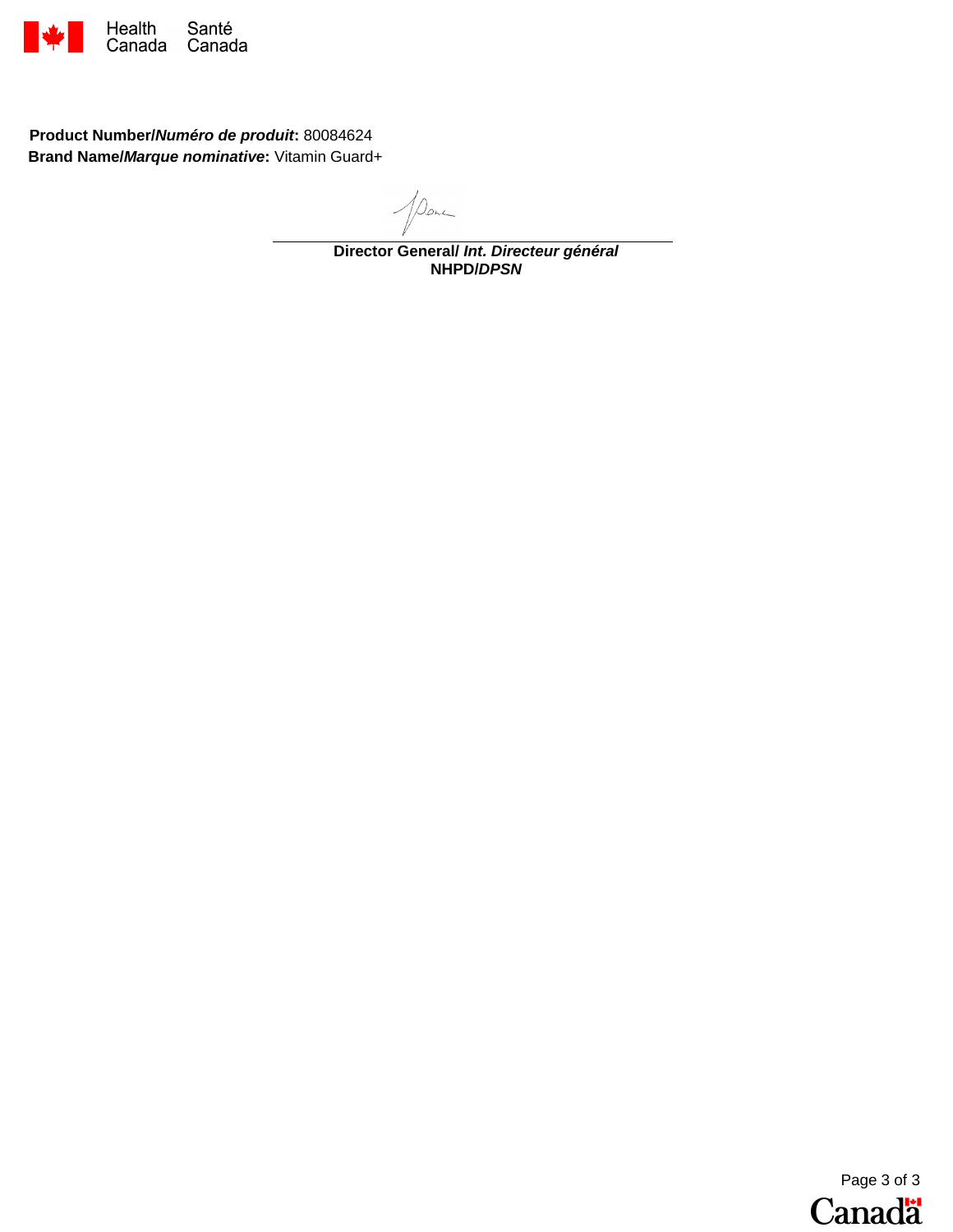**Product Number/*Numéro de produit*:** 80084624
**Brand Name/*Marque nominative*:** Vitamin Guard+

**Director General/ *Int. Directeur général***
**NHPD/*DPSN***